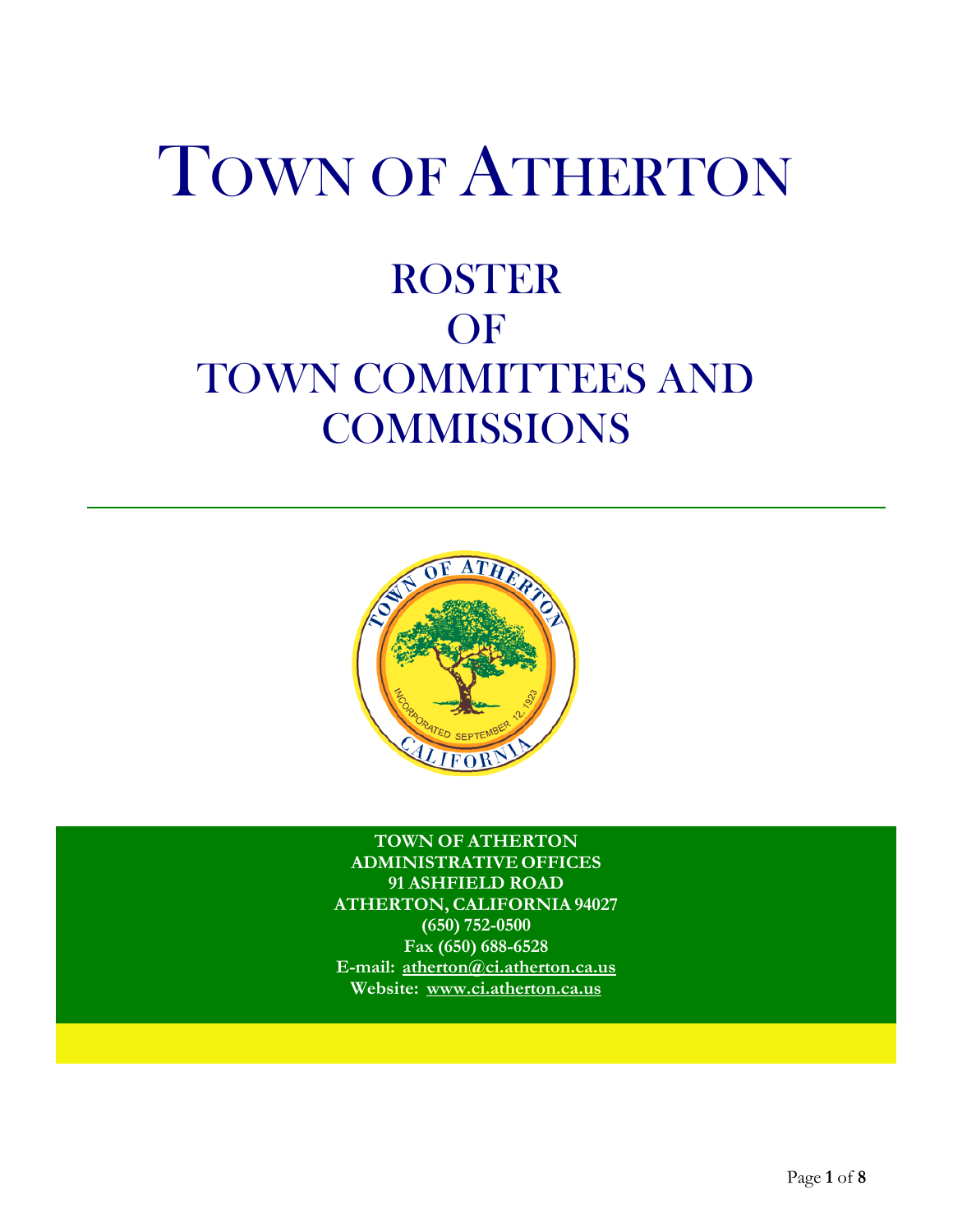# TOWN OF ATHERTON

## ROSTER
## OF
## TOWN COMMITTEES AND COMMISSIONS

**TOWN OF ATHERTON**
**ADMINISTRATIVE OFFICES**
**91 ASHFIELD ROAD**
**ATHERTON, CALIFORNIA 94027**
**(650) 752-0500**
**Fax (650) 688-6528**
**E-mail: atherton@ci.atherton.ca.us**
**Website: www.ci.atherton.ca.us**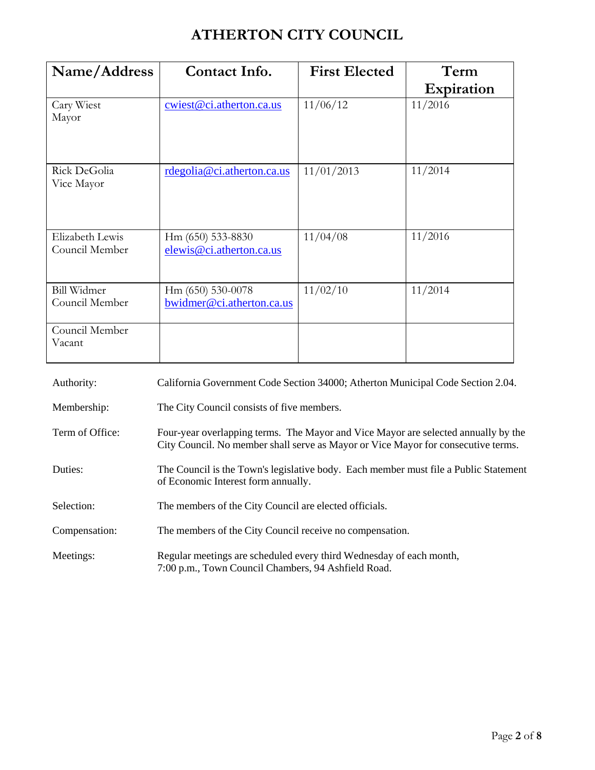# ATHERTON CITY COUNCIL

| Name/Address | Contact Info. | First Elected | Term Expiration |
|---|---|---|---|
| Cary Wiest<br>Mayor | cwiest@ci.atherton.ca.us | 11/06/12 | 11/2016 |
| Rick DeGolia<br>Vice Mayor | rdegolia@ci.atherton.ca.us | 11/01/2013 | 11/2014 |
| Elizabeth Lewis<br>Council Member | Hm (650) 533-8830<br>elewis@ci.atherton.ca.us | 11/04/08 | 11/2016 |
| Bill Widmer<br>Council Member | Hm (650) 530-0078<br>bwidmer@ci.atherton.ca.us | 11/02/10 | 11/2014 |
| Council Member<br>Vacant | | | |

| | |
|---|---|
| Authority: | California Government Code Section 34000; Atherton Municipal Code Section 2.04. |
| Membership: | The City Council consists of five members. |
| Term of Office: | Four-year overlapping terms. The Mayor and Vice Mayor are selected annually by the City Council. No member shall serve as Mayor or Vice Mayor for consecutive terms. |
| Duties: | The Council is the Town's legislative body. Each member must file a Public Statement of Economic Interest form annually. |
| Selection: | The members of the City Council are elected officials. |
| Compensation: | The members of the City Council receive no compensation. |
| Meetings: | Regular meetings are scheduled every third Wednesday of each month, 7:00 p.m., Town Council Chambers, 94 Ashfield Road. |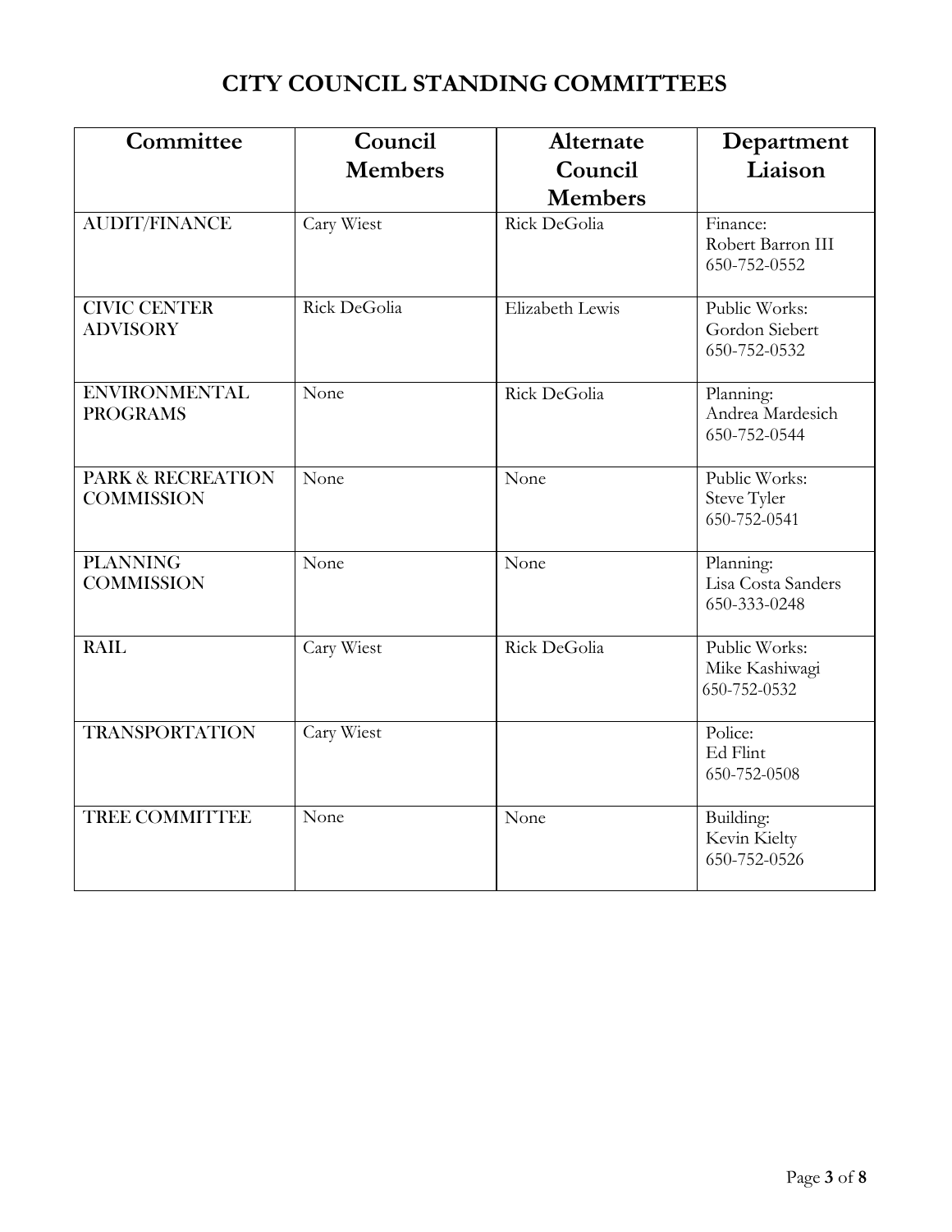# CITY COUNCIL STANDING COMMITTEES

| Committee | Council Members | Alternate Council Members | Department Liaison |
|---|---|---|---|
| AUDIT/FINANCE | Cary Wiest | Rick DeGolia | Finance: Robert Barron III 650-752-0552 |
| CIVIC CENTER ADVISORY | Rick DeGolia | Elizabeth Lewis | Public Works: Gordon Siebert 650-752-0532 |
| ENVIRONMENTAL PROGRAMS | None | Rick DeGolia | Planning: Andrea Mardesich 650-752-0544 |
| PARK & RECREATION COMMISSION | None | None | Public Works: Steve Tyler 650-752-0541 |
| PLANNING COMMISSION | None | None | Planning: Lisa Costa Sanders 650-333-0248 |
| RAIL | Cary Wiest | Rick DeGolia | Public Works: Mike Kashiwagi 650-752-0532 |
| TRANSPORTATION | Cary Wiest | | Police: Ed Flint 650-752-0508 |
| TREE COMMITTEE | None | None | Building: Kevin Kielty 650-752-0526 |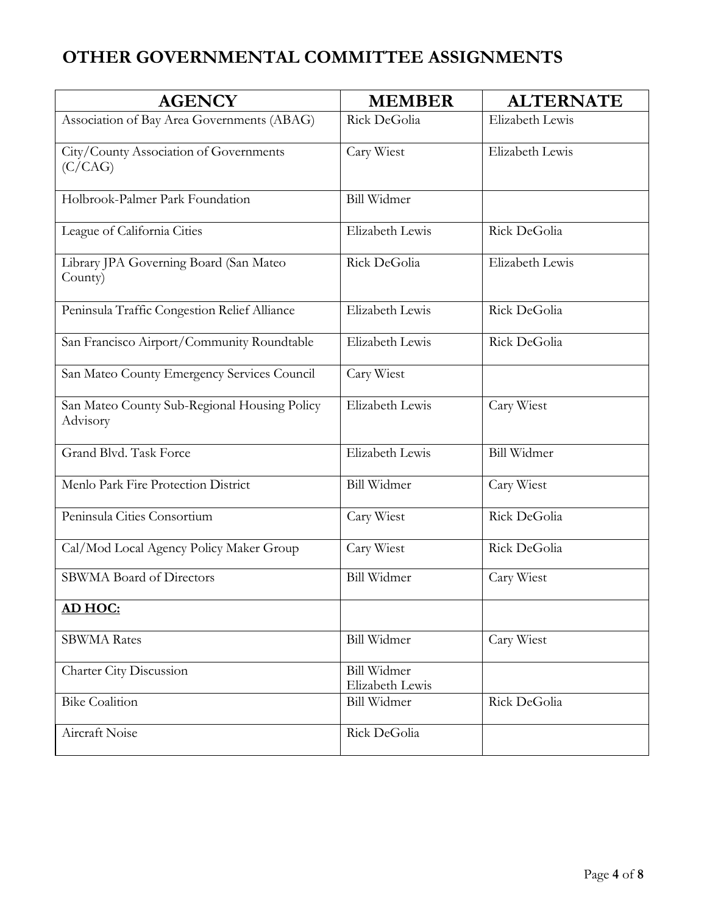# OTHER GOVERNMENTAL COMMITTEE ASSIGNMENTS

| AGENCY | MEMBER | ALTERNATE |
|---|---|---|
| Association of Bay Area Governments (ABAG) | Rick DeGolia | Elizabeth Lewis |
| City/County Association of Governments (C/CAG) | Cary Wiest | Elizabeth Lewis |
| Holbrook-Palmer Park Foundation | Bill Widmer | |
| League of California Cities | Elizabeth Lewis | Rick DeGolia |
| Library JPA Governing Board (San Mateo County) | Rick DeGolia | Elizabeth Lewis |
| Peninsula Traffic Congestion Relief Alliance | Elizabeth Lewis | Rick DeGolia |
| San Francisco Airport/Community Roundtable | Elizabeth Lewis | Rick DeGolia |
| San Mateo County Emergency Services Council | Cary Wiest | |
| San Mateo County Sub-Regional Housing Policy Advisory | Elizabeth Lewis | Cary Wiest |
| Grand Blvd. Task Force | Elizabeth Lewis | Bill Widmer |
| Menlo Park Fire Protection District | Bill Widmer | Cary Wiest |
| Peninsula Cities Consortium | Cary Wiest | Rick DeGolia |
| Cal/Mod Local Agency Policy Maker Group | Cary Wiest | Rick DeGolia |
| SBWMA Board of Directors | Bill Widmer | Cary Wiest |
| **AD HOC:** | | |
| SBWMA Rates | Bill Widmer | Cary Wiest |
| Charter City Discussion | Bill Widmer<br>Elizabeth Lewis | |
| Bike Coalition | Bill Widmer | Rick DeGolia |
| Aircraft Noise | Rick DeGolia | |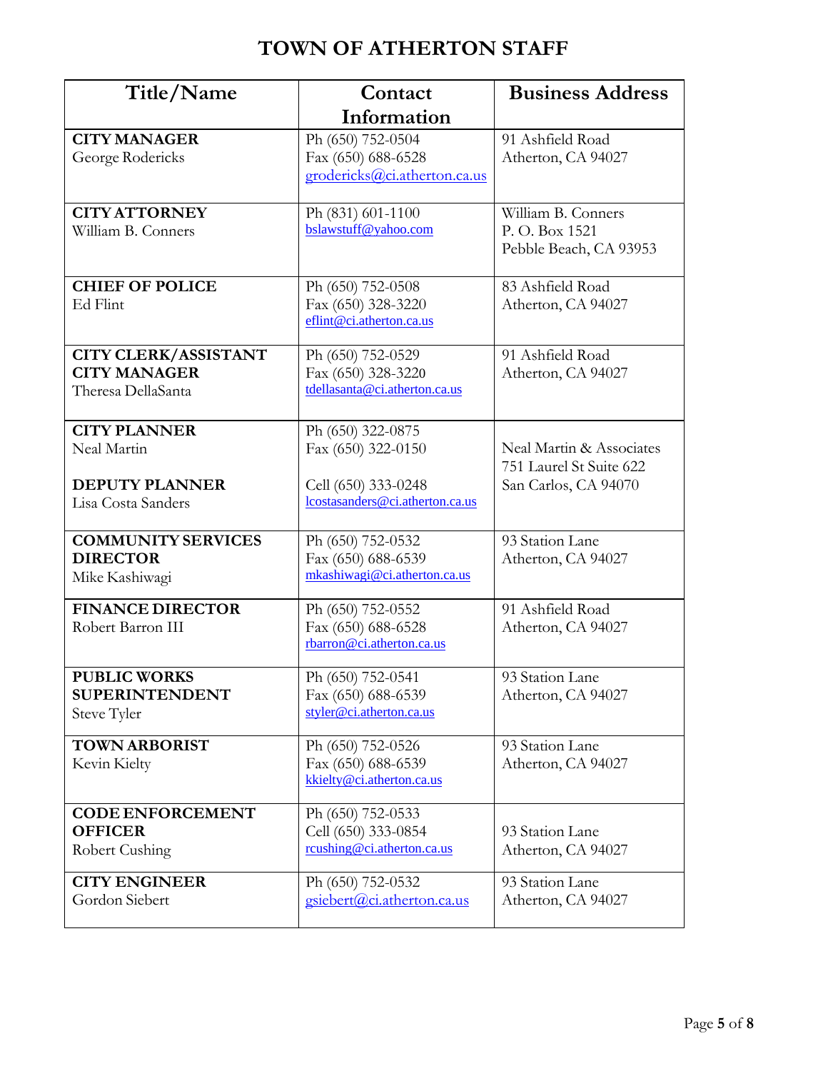# TOWN OF ATHERTON STAFF

| Title/Name | Contact Information | Business Address |
|---|---|---|
| **CITY MANAGER**<br>George Rodericks | Ph (650) 752-0504<br>Fax (650) 688-6528<br>grodericks@ci.atherton.ca.us | 91 Ashfield Road<br>Atherton, CA 94027 |
| **CITY ATTORNEY**<br>William B. Conners | Ph (831) 601-1100<br>bslawstuff@yahoo.com | William B. Conners<br>P. O. Box 1521<br>Pebble Beach, CA 93953 |
| **CHIEF OF POLICE**<br>Ed Flint | Ph (650) 752-0508<br>Fax (650) 328-3220<br>eflint@ci.atherton.ca.us | 83 Ashfield Road<br>Atherton, CA 94027 |
| **CITY CLERK/ASSISTANT CITY MANAGER**<br>Theresa DellaSanta | Ph (650) 752-0529<br>Fax (650) 328-3220<br>tdellasanta@ci.atherton.ca.us | 91 Ashfield Road<br>Atherton, CA 94027 |
| **CITY PLANNER**<br>Neal Martin<br><br>**DEPUTY PLANNER**<br>Lisa Costa Sanders | Ph (650) 322-0875<br>Fax (650) 322-0150<br><br>Cell (650) 333-0248<br>lcostasanders@ci.atherton.ca.us | Neal Martin & Associates<br>751 Laurel St Suite 622<br>San Carlos, CA 94070 |
| **COMMUNITY SERVICES DIRECTOR**<br>Mike Kashiwagi | Ph (650) 752-0532<br>Fax (650) 688-6539<br>mkashiwagi@ci.atherton.ca.us | 93 Station Lane<br>Atherton, CA 94027 |
| **FINANCE DIRECTOR**<br>Robert Barron III | Ph (650) 752-0552<br>Fax (650) 688-6528<br>rbarron@ci.atherton.ca.us | 91 Ashfield Road<br>Atherton, CA 94027 |
| **PUBLIC WORKS SUPERINTENDENT**<br>Steve Tyler | Ph (650) 752-0541<br>Fax (650) 688-6539<br>styler@ci.atherton.ca.us | 93 Station Lane<br>Atherton, CA 94027 |
| **TOWN ARBORIST**<br>Kevin Kielty | Ph (650) 752-0526<br>Fax (650) 688-6539<br>kkielty@ci.atherton.ca.us | 93 Station Lane<br>Atherton, CA 94027 |
| **CODE ENFORCEMENT OFFICER**<br>Robert Cushing | Ph (650) 752-0533<br>Cell (650) 333-0854<br>rcushing@ci.atherton.ca.us | 93 Station Lane<br>Atherton, CA 94027 |
| **CITY ENGINEER**<br>Gordon Siebert | Ph (650) 752-0532<br>gsiebert@ci.atherton.ca.us | 93 Station Lane<br>Atherton, CA 94027 |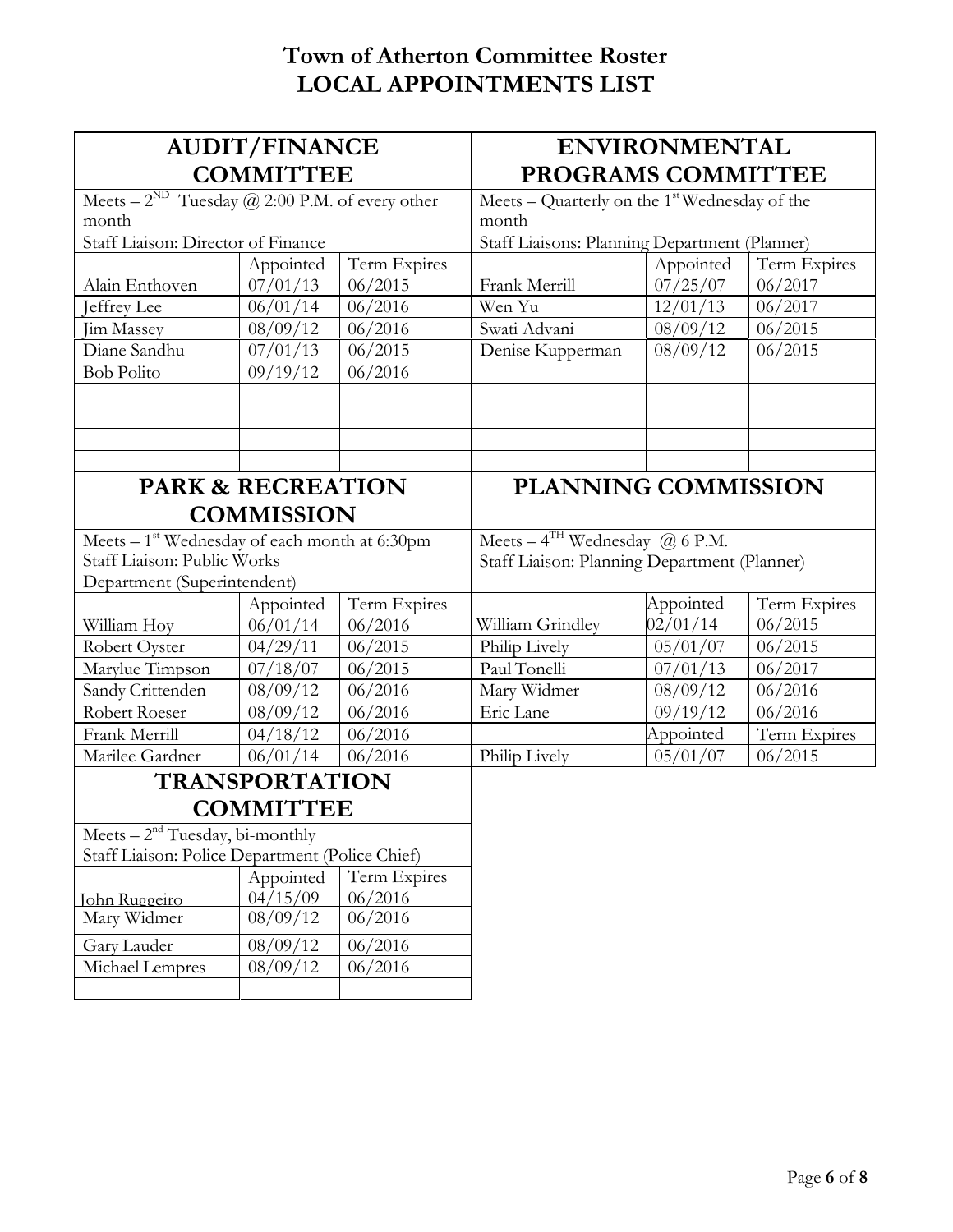# Town of Atherton Committee Roster
# LOCAL APPOINTMENTS LIST

## AUDIT/FINANCE COMMITTEE

Meets – 2[ND] Tuesday @ 2:00 P.M. of every other month

Staff Liaison: Director of Finance

| | Appointed | Term Expires |
|---|---|---|
| Alain Enthoven | 07/01/13 | 06/2015 |
| Jeffrey Lee | 06/01/14 | 06/2016 |
| Jim Massey | 08/09/12 | 06/2016 |
| Diane Sandhu | 07/01/13 | 06/2015 |
| Bob Polito | 09/19/12 | 06/2016 |

## ENVIRONMENTAL PROGRAMS COMMITTEE

Meets – Quarterly on the 1[st] Wednesday of the month

Staff Liaisons: Planning Department (Planner)

| | Appointed | Term Expires |
|---|---|---|
| Frank Merrill | 07/25/07 | 06/2017 |
| Wen Yu | 12/01/13 | 06/2017 |
| Swati Advani | 08/09/12 | 06/2015 |
| Denise Kupperman | 08/09/12 | 06/2015 |

## PARK & RECREATION COMMISSION

Meets – 1[st] Wednesday of each month at 6:30pm

Staff Liaison: Public Works Department (Superintendent)

| | Appointed | Term Expires |
|---|---|---|
| William Hoy | 06/01/14 | 06/2016 |
| Robert Oyster | 04/29/11 | 06/2015 |
| Marylue Timpson | 07/18/07 | 06/2015 |
| Sandy Crittenden | 08/09/12 | 06/2016 |
| Robert Roeser | 08/09/12 | 06/2016 |
| Frank Merrill | 04/18/12 | 06/2016 |
| Marilee Gardner | 06/01/14 | 06/2016 |

## PLANNING COMMISSION

Meets – 4[TH] Wednesday @ 6 P.M.

Staff Liaison: Planning Department (Planner)

| | Appointed | Term Expires |
|---|---|---|
| William Grindley | 02/01/14 | 06/2015 |
| Philip Lively | 05/01/07 | 06/2015 |
| Paul Tonelli | 07/01/13 | 06/2017 |
| Mary Widmer | 08/09/12 | 06/2016 |
| Eric Lane | 09/19/12 | 06/2016 |
| | Appointed | Term Expires |
| Philip Lively | 05/01/07 | 06/2015 |

## TRANSPORTATION COMMITTEE

Meets – 2[nd] Tuesday, bi-monthly

Staff Liaison: Police Department (Police Chief)

| | Appointed | Term Expires |
|---|---|---|
| John Ruggeiro | 04/15/09 | 06/2016 |
| Mary Widmer | 08/09/12 | 06/2016 |
| Gary Lauder | 08/09/12 | 06/2016 |
| Michael Lempres | 08/09/12 | 06/2016 |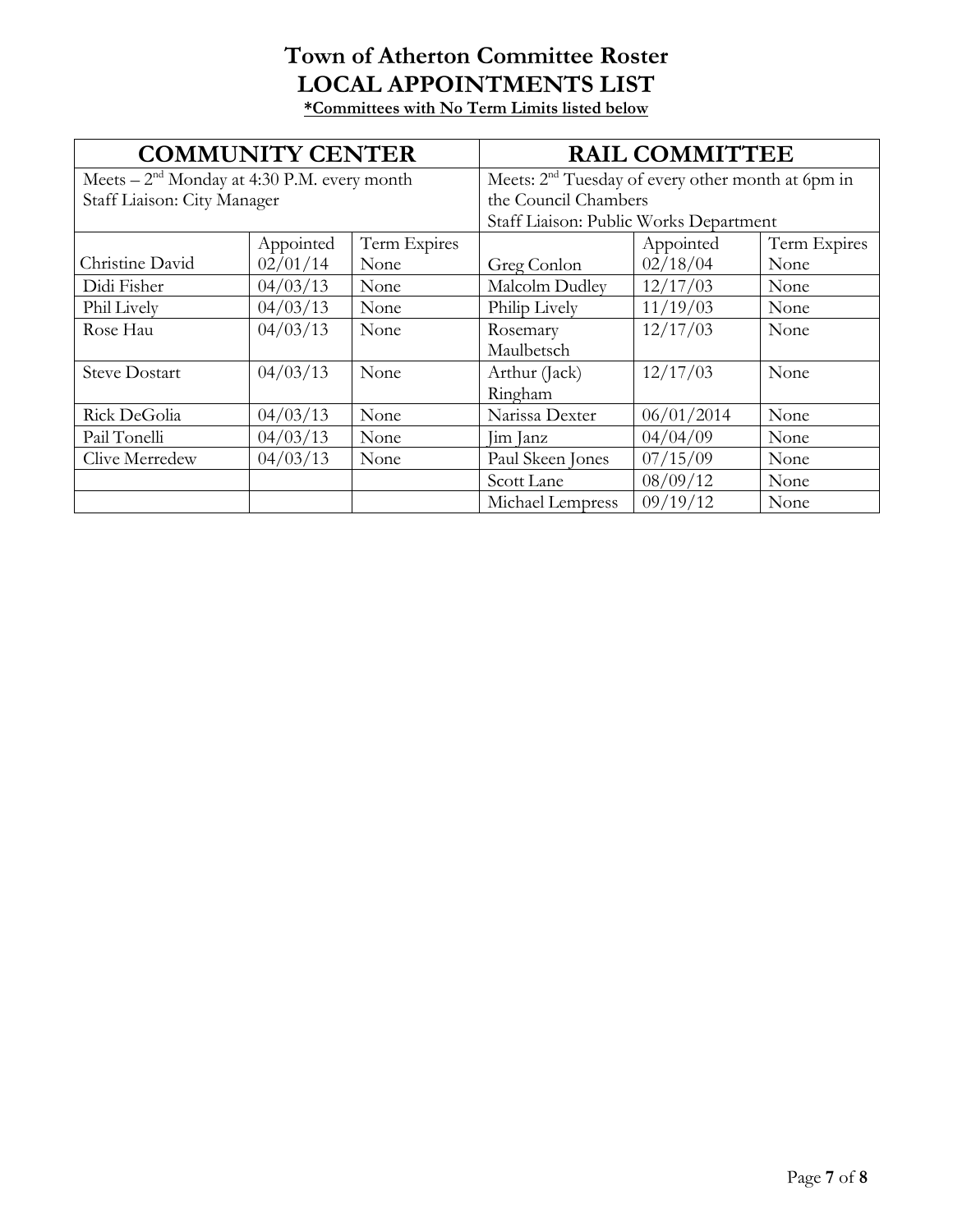# Town of Atherton Committee Roster
# LOCAL APPOINTMENTS LIST

**\*Committees with No Term Limits listed below**

| COMMUNITY CENTER | | | RAIL COMMITTEE | | |
|---|---|---|---|---|---|
| Meets – 2nd Monday at 4:30 P.M. every month<br>Staff Liaison: City Manager | | | Meets: 2nd Tuesday of every other month at 6pm in the Council Chambers<br>Staff Liaison: Public Works Department | | |
| | Appointed | Term Expires | | Appointed | Term Expires |
| Christine David | 02/01/14 | None | Greg Conlon | 02/18/04 | None |
| Didi Fisher | 04/03/13 | None | Malcolm Dudley | 12/17/03 | None |
| Phil Lively | 04/03/13 | None | Philip Lively | 11/19/03 | None |
| Rose Hau | 04/03/13 | None | Rosemary Maulbetsch | 12/17/03 | None |
| Steve Dostart | 04/03/13 | None | Arthur (Jack) Ringham | 12/17/03 | None |
| Rick DeGolia | 04/03/13 | None | Narissa Dexter | 06/01/2014 | None |
| Pail Tonelli | 04/03/13 | None | Jim Janz | 04/04/09 | None |
| Clive Merredew | 04/03/13 | None | Paul Skeen Jones | 07/15/09 | None |
| | | | Scott Lane | 08/09/12 | None |
| | | | Michael Lempress | 09/19/12 | None |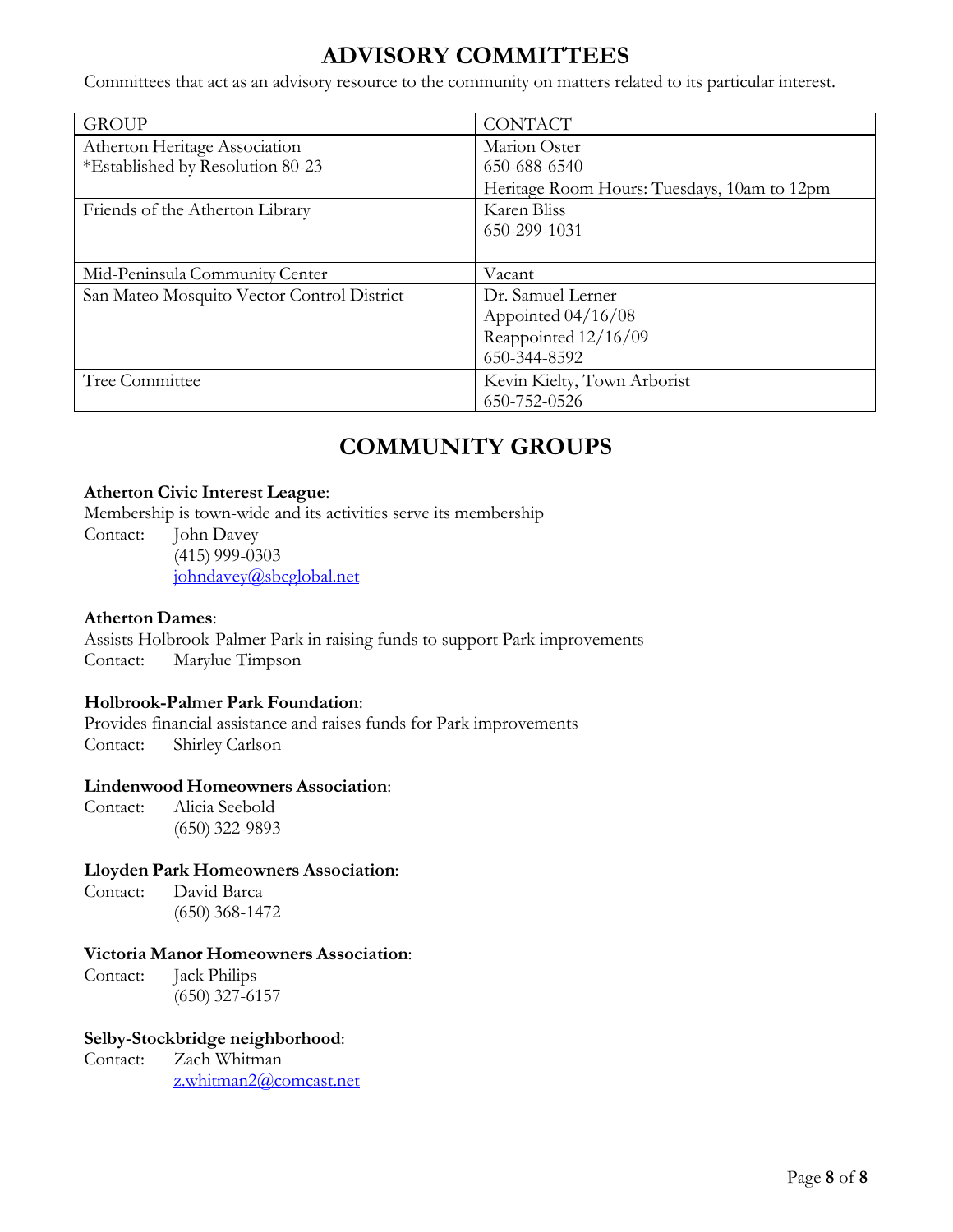# ADVISORY COMMITTEES

Committees that act as an advisory resource to the community on matters related to its particular interest.

| GROUP | CONTACT |
|---|---|
| Atherton Heritage Association<br>*Established by Resolution 80-23 | Marion Oster<br>650-688-6540<br>Heritage Room Hours: Tuesdays, 10am to 12pm |
| Friends of the Atherton Library | Karen Bliss<br>650-299-1031 |
| Mid-Peninsula Community Center | Vacant |
| San Mateo Mosquito Vector Control District | Dr. Samuel Lerner<br>Appointed 04/16/08<br>Reappointed 12/16/09<br>650-344-8592 |
| Tree Committee | Kevin Kielty, Town Arborist<br>650-752-0526 |

# COMMUNITY GROUPS

**Atherton Civic Interest League**:
Membership is town-wide and its activities serve its membership
Contact: John Davey
(415) 999-0303
johndavey@sbcglobal.net

**Atherton Dames**:
Assists Holbrook-Palmer Park in raising funds to support Park improvements
Contact: Marylue Timpson

**Holbrook-Palmer Park Foundation**:
Provides financial assistance and raises funds for Park improvements
Contact: Shirley Carlson

**Lindenwood Homeowners Association**:
Contact: Alicia Seebold
(650) 322-9893

**Lloyden Park Homeowners Association**:
Contact: David Barca
(650) 368-1472

**Victoria Manor Homeowners Association**:
Contact: Jack Philips
(650) 327-6157

**Selby-Stockbridge neighborhood**:
Contact: Zach Whitman
z.whitman2@comcast.net